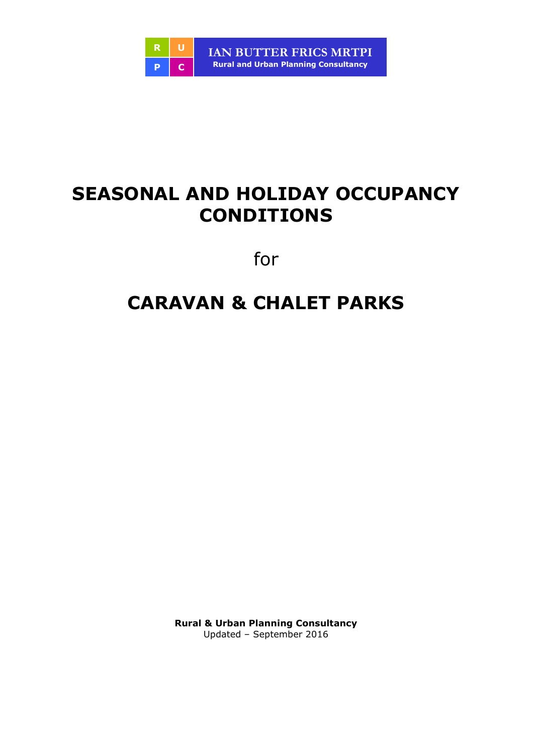R U P C

**IAN BUTTER FRICS MRTPI**
**Rural and Urban Planning Consultancy**

# SEASONAL AND HOLIDAY OCCUPANCY CONDITIONS

for

# CARAVAN & CHALET PARKS

**Rural & Urban Planning Consultancy**
Updated – September 2016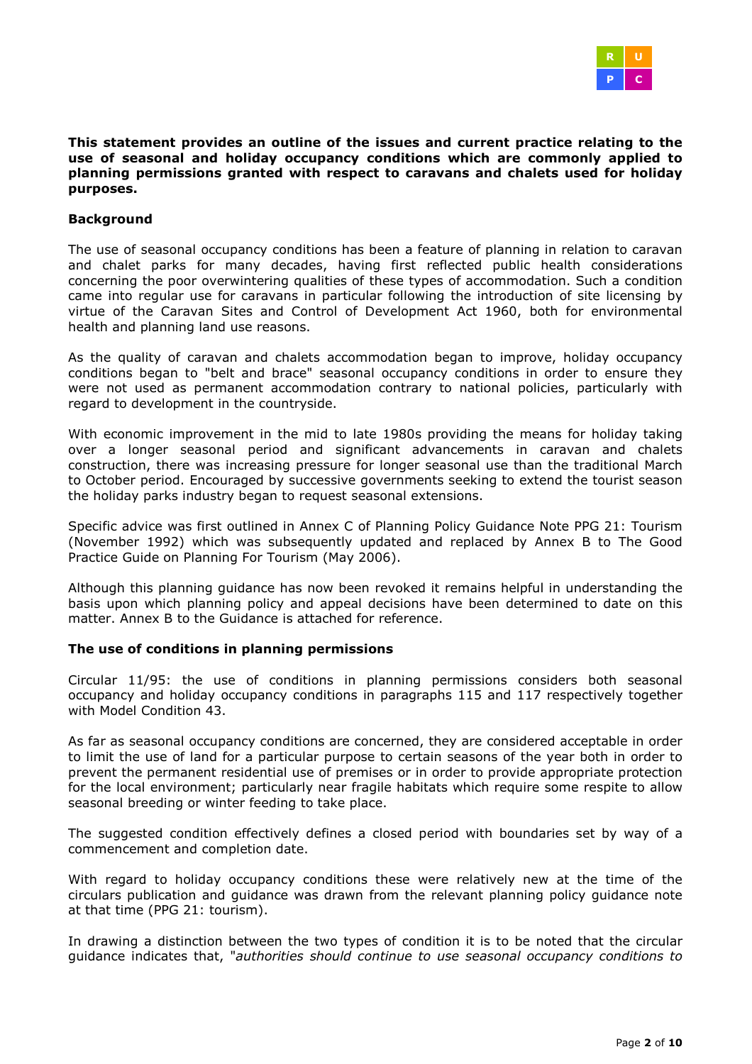**This statement provides an outline of the issues and current practice relating to the use of seasonal and holiday occupancy conditions which are commonly applied to planning permissions granted with respect to caravans and chalets used for holiday purposes.**

**Background**

The use of seasonal occupancy conditions has been a feature of planning in relation to caravan and chalet parks for many decades, having first reflected public health considerations concerning the poor overwintering qualities of these types of accommodation. Such a condition came into regular use for caravans in particular following the introduction of site licensing by virtue of the Caravan Sites and Control of Development Act 1960, both for environmental health and planning land use reasons.

As the quality of caravan and chalets accommodation began to improve, holiday occupancy conditions began to "belt and brace" seasonal occupancy conditions in order to ensure they were not used as permanent accommodation contrary to national policies, particularly with regard to development in the countryside.

With economic improvement in the mid to late 1980s providing the means for holiday taking over a longer seasonal period and significant advancements in caravan and chalets construction, there was increasing pressure for longer seasonal use than the traditional March to October period. Encouraged by successive governments seeking to extend the tourist season the holiday parks industry began to request seasonal extensions.

Specific advice was first outlined in Annex C of Planning Policy Guidance Note PPG 21: Tourism (November 1992) which was subsequently updated and replaced by Annex B to The Good Practice Guide on Planning For Tourism (May 2006).

Although this planning guidance has now been revoked it remains helpful in understanding the basis upon which planning policy and appeal decisions have been determined to date on this matter. Annex B to the Guidance is attached for reference.

**The use of conditions in planning permissions**

Circular 11/95: the use of conditions in planning permissions considers both seasonal occupancy and holiday occupancy conditions in paragraphs 115 and 117 respectively together with Model Condition 43.

As far as seasonal occupancy conditions are concerned, they are considered acceptable in order to limit the use of land for a particular purpose to certain seasons of the year both in order to prevent the permanent residential use of premises or in order to provide appropriate protection for the local environment; particularly near fragile habitats which require some respite to allow seasonal breeding or winter feeding to take place.

The suggested condition effectively defines a closed period with boundaries set by way of a commencement and completion date.

With regard to holiday occupancy conditions these were relatively new at the time of the circulars publication and guidance was drawn from the relevant planning policy guidance note at that time (PPG 21: tourism).

In drawing a distinction between the two types of condition it is to be noted that the circular guidance indicates that, "*authorities should continue to use seasonal occupancy conditions to*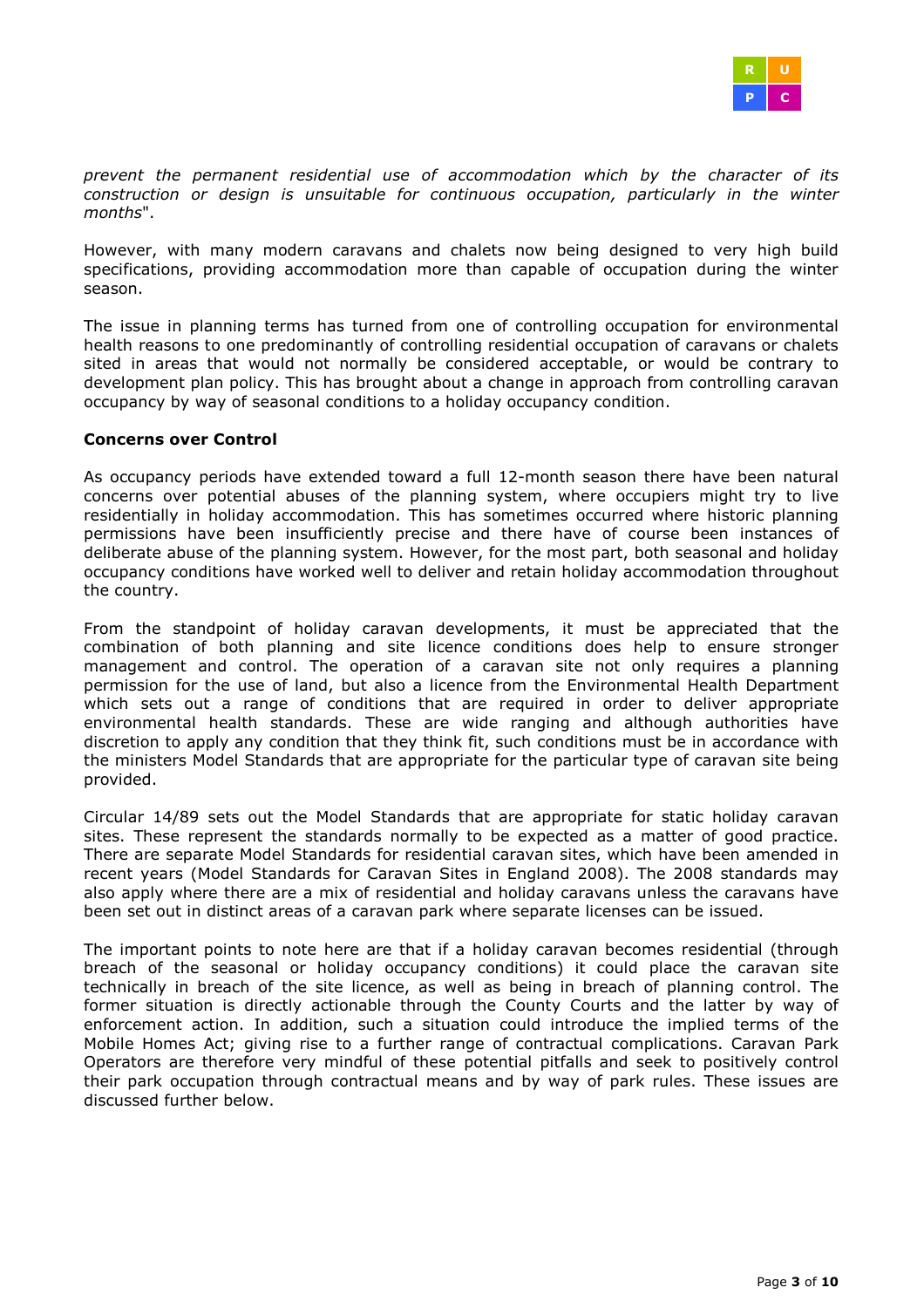*prevent the permanent residential use of accommodation which by the character of its construction or design is unsuitable for continuous occupation, particularly in the winter months*".

However, with many modern caravans and chalets now being designed to very high build specifications, providing accommodation more than capable of occupation during the winter season.

The issue in planning terms has turned from one of controlling occupation for environmental health reasons to one predominantly of controlling residential occupation of caravans or chalets sited in areas that would not normally be considered acceptable, or would be contrary to development plan policy. This has brought about a change in approach from controlling caravan occupancy by way of seasonal conditions to a holiday occupancy condition.

**Concerns over Control**

As occupancy periods have extended toward a full 12-month season there have been natural concerns over potential abuses of the planning system, where occupiers might try to live residentially in holiday accommodation. This has sometimes occurred where historic planning permissions have been insufficiently precise and there have of course been instances of deliberate abuse of the planning system. However, for the most part, both seasonal and holiday occupancy conditions have worked well to deliver and retain holiday accommodation throughout the country.

From the standpoint of holiday caravan developments, it must be appreciated that the combination of both planning and site licence conditions does help to ensure stronger management and control. The operation of a caravan site not only requires a planning permission for the use of land, but also a licence from the Environmental Health Department which sets out a range of conditions that are required in order to deliver appropriate environmental health standards. These are wide ranging and although authorities have discretion to apply any condition that they think fit, such conditions must be in accordance with the ministers Model Standards that are appropriate for the particular type of caravan site being provided.

Circular 14/89 sets out the Model Standards that are appropriate for static holiday caravan sites. These represent the standards normally to be expected as a matter of good practice. There are separate Model Standards for residential caravan sites, which have been amended in recent years (Model Standards for Caravan Sites in England 2008). The 2008 standards may also apply where there are a mix of residential and holiday caravans unless the caravans have been set out in distinct areas of a caravan park where separate licenses can be issued.

The important points to note here are that if a holiday caravan becomes residential (through breach of the seasonal or holiday occupancy conditions) it could place the caravan site technically in breach of the site licence, as well as being in breach of planning control. The former situation is directly actionable through the County Courts and the latter by way of enforcement action. In addition, such a situation could introduce the implied terms of the Mobile Homes Act; giving rise to a further range of contractual complications. Caravan Park Operators are therefore very mindful of these potential pitfalls and seek to positively control their park occupation through contractual means and by way of park rules. These issues are discussed further below.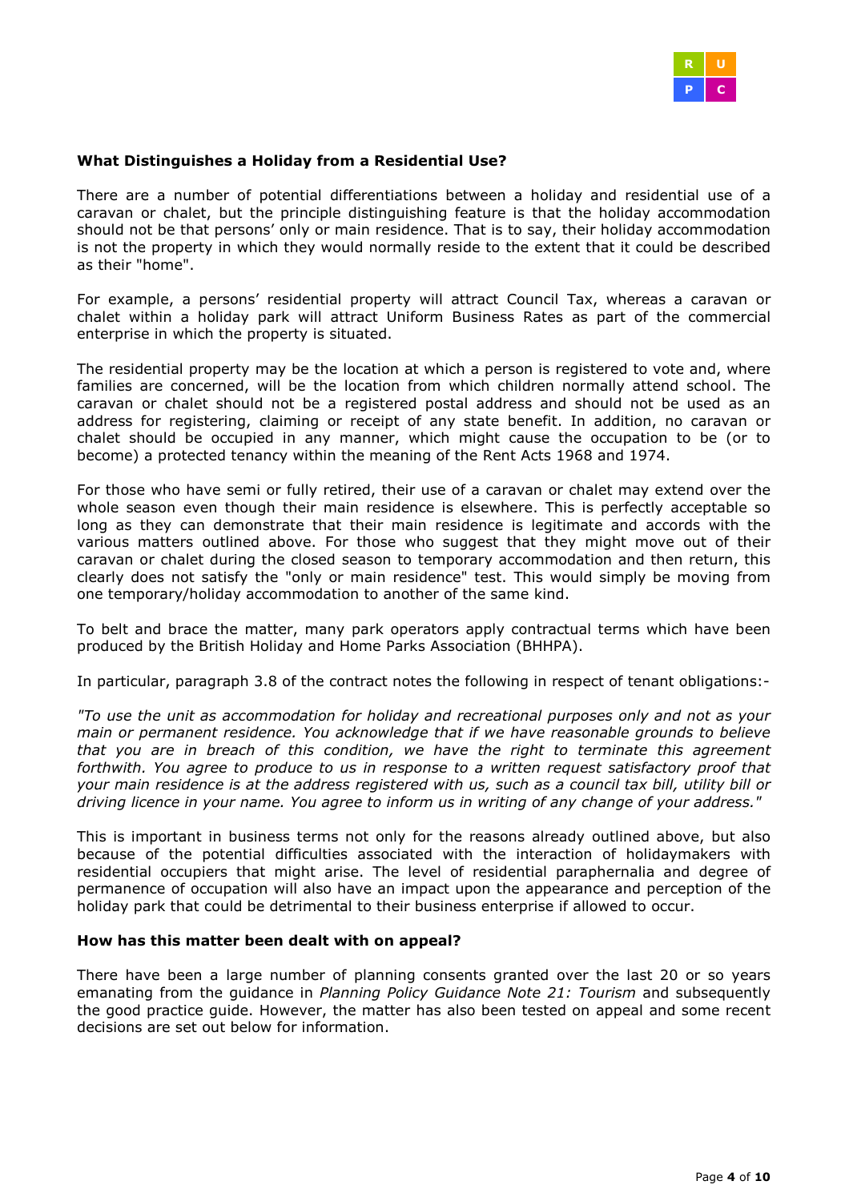**What Distinguishes a Holiday from a Residential Use?**

There are a number of potential differentiations between a holiday and residential use of a caravan or chalet, but the principle distinguishing feature is that the holiday accommodation should not be that persons' only or main residence. That is to say, their holiday accommodation is not the property in which they would normally reside to the extent that it could be described as their "home".

For example, a persons' residential property will attract Council Tax, whereas a caravan or chalet within a holiday park will attract Uniform Business Rates as part of the commercial enterprise in which the property is situated.

The residential property may be the location at which a person is registered to vote and, where families are concerned, will be the location from which children normally attend school. The caravan or chalet should not be a registered postal address and should not be used as an address for registering, claiming or receipt of any state benefit. In addition, no caravan or chalet should be occupied in any manner, which might cause the occupation to be (or to become) a protected tenancy within the meaning of the Rent Acts 1968 and 1974.

For those who have semi or fully retired, their use of a caravan or chalet may extend over the whole season even though their main residence is elsewhere. This is perfectly acceptable so long as they can demonstrate that their main residence is legitimate and accords with the various matters outlined above. For those who suggest that they might move out of their caravan or chalet during the closed season to temporary accommodation and then return, this clearly does not satisfy the "only or main residence" test. This would simply be moving from one temporary/holiday accommodation to another of the same kind.

To belt and brace the matter, many park operators apply contractual terms which have been produced by the British Holiday and Home Parks Association (BHHPA).

In particular, paragraph 3.8 of the contract notes the following in respect of tenant obligations:-

*"To use the unit as accommodation for holiday and recreational purposes only and not as your main or permanent residence. You acknowledge that if we have reasonable grounds to believe that you are in breach of this condition, we have the right to terminate this agreement forthwith. You agree to produce to us in response to a written request satisfactory proof that your main residence is at the address registered with us, such as a council tax bill, utility bill or driving licence in your name. You agree to inform us in writing of any change of your address."*

This is important in business terms not only for the reasons already outlined above, but also because of the potential difficulties associated with the interaction of holidaymakers with residential occupiers that might arise. The level of residential paraphernalia and degree of permanence of occupation will also have an impact upon the appearance and perception of the holiday park that could be detrimental to their business enterprise if allowed to occur.

**How has this matter been dealt with on appeal?**

There have been a large number of planning consents granted over the last 20 or so years emanating from the guidance in *Planning Policy Guidance Note 21: Tourism* and subsequently the good practice guide. However, the matter has also been tested on appeal and some recent decisions are set out below for information.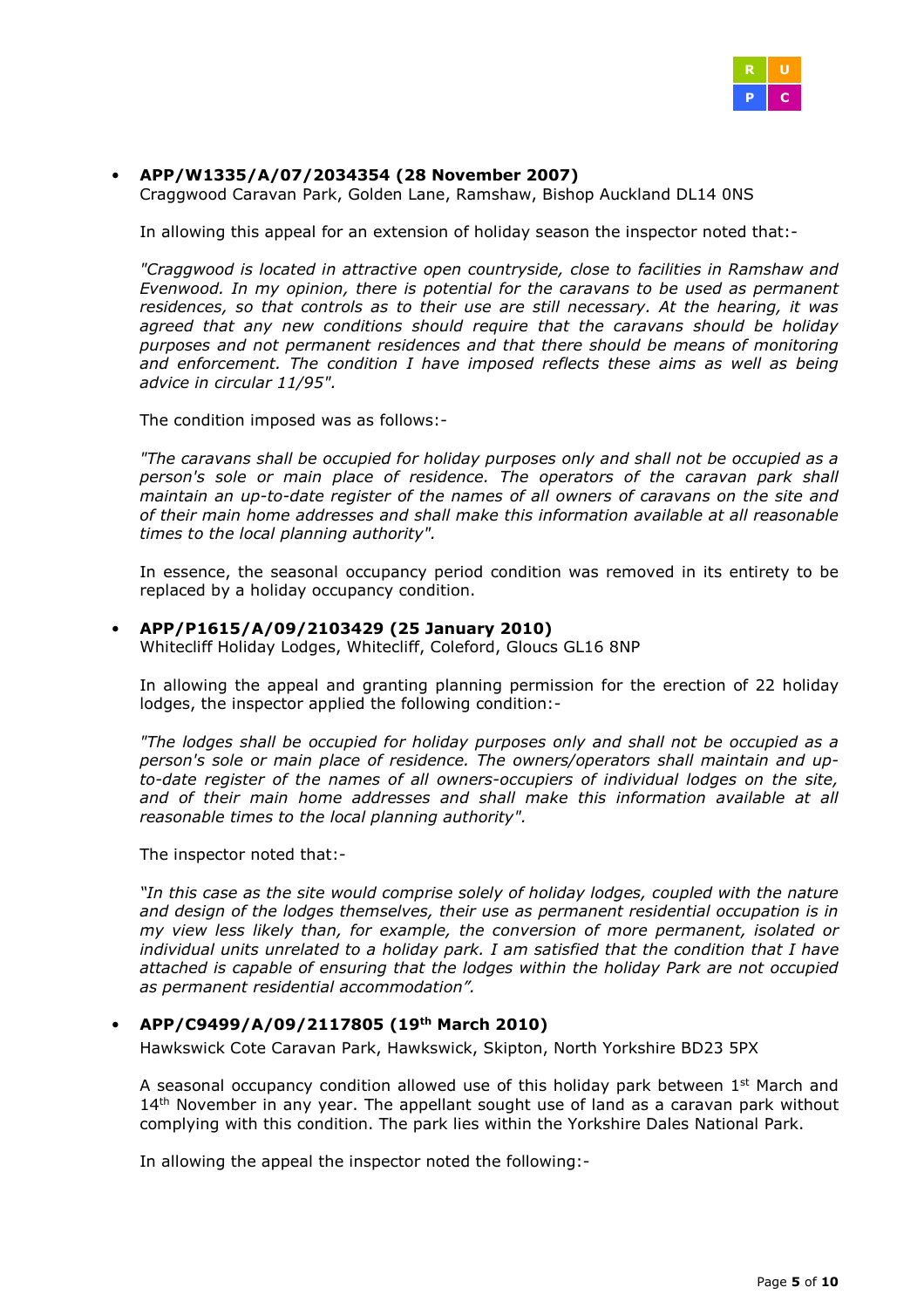- **APP/W1335/A/07/2034354 (28 November 2007)**
  Craggwood Caravan Park, Golden Lane, Ramshaw, Bishop Auckland DL14 0NS

  In allowing this appeal for an extension of holiday season the inspector noted that:-

  *"Craggwood is located in attractive open countryside, close to facilities in Ramshaw and Evenwood. In my opinion, there is potential for the caravans to be used as permanent residences, so that controls as to their use are still necessary. At the hearing, it was agreed that any new conditions should require that the caravans should be holiday purposes and not permanent residences and that there should be means of monitoring and enforcement. The condition I have imposed reflects these aims as well as being advice in circular 11/95".*

  The condition imposed was as follows:-

  *"The caravans shall be occupied for holiday purposes only and shall not be occupied as a person's sole or main place of residence. The operators of the caravan park shall maintain an up-to-date register of the names of all owners of caravans on the site and of their main home addresses and shall make this information available at all reasonable times to the local planning authority".*

  In essence, the seasonal occupancy period condition was removed in its entirety to be replaced by a holiday occupancy condition.

- **APP/P1615/A/09/2103429 (25 January 2010)**
  Whitecliff Holiday Lodges, Whitecliff, Coleford, Gloucs GL16 8NP

  In allowing the appeal and granting planning permission for the erection of 22 holiday lodges, the inspector applied the following condition:-

  *"The lodges shall be occupied for holiday purposes only and shall not be occupied as a person's sole or main place of residence. The owners/operators shall maintain and up-to-date register of the names of all owners-occupiers of individual lodges on the site, and of their main home addresses and shall make this information available at all reasonable times to the local planning authority".*

  The inspector noted that:-

  *"In this case as the site would comprise solely of holiday lodges, coupled with the nature and design of the lodges themselves, their use as permanent residential occupation is in my view less likely than, for example, the conversion of more permanent, isolated or individual units unrelated to a holiday park. I am satisfied that the condition that I have attached is capable of ensuring that the lodges within the holiday Park are not occupied as permanent residential accommodation".*

- **APP/C9499/A/09/2117805 (19th March 2010)**
  Hawkswick Cote Caravan Park, Hawkswick, Skipton, North Yorkshire BD23 5PX

  A seasonal occupancy condition allowed use of this holiday park between 1st March and 14th November in any year. The appellant sought use of land as a caravan park without complying with this condition. The park lies within the Yorkshire Dales National Park.

  In allowing the appeal the inspector noted the following:-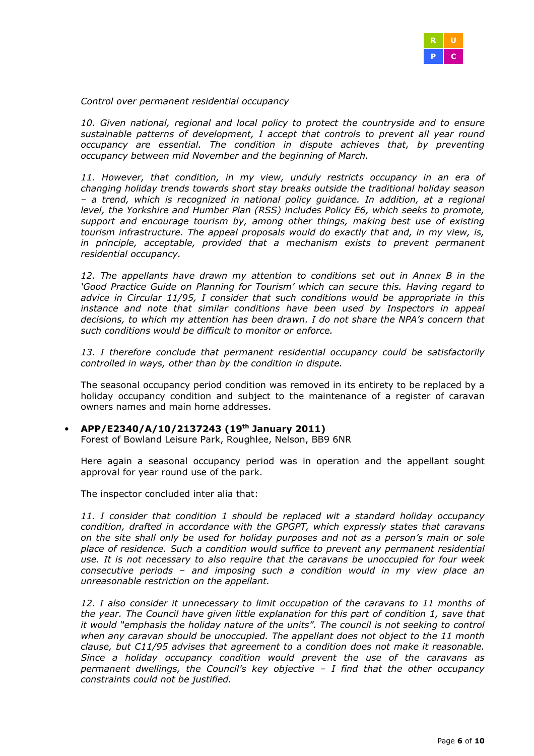*Control over permanent residential occupancy*

*10. Given national, regional and local policy to protect the countryside and to ensure sustainable patterns of development, I accept that controls to prevent all year round occupancy are essential. The condition in dispute achieves that, by preventing occupancy between mid November and the beginning of March.*

*11. However, that condition, in my view, unduly restricts occupancy in an era of changing holiday trends towards short stay breaks outside the traditional holiday season – a trend, which is recognized in national policy guidance. In addition, at a regional level, the Yorkshire and Humber Plan (RSS) includes Policy E6, which seeks to promote, support and encourage tourism by, among other things, making best use of existing tourism infrastructure. The appeal proposals would do exactly that and, in my view, is, in principle, acceptable, provided that a mechanism exists to prevent permanent residential occupancy.*

*12. The appellants have drawn my attention to conditions set out in Annex B in the 'Good Practice Guide on Planning for Tourism' which can secure this. Having regard to advice in Circular 11/95, I consider that such conditions would be appropriate in this instance and note that similar conditions have been used by Inspectors in appeal decisions, to which my attention has been drawn. I do not share the NPA's concern that such conditions would be difficult to monitor or enforce.*

*13. I therefore conclude that permanent residential occupancy could be satisfactorily controlled in ways, other than by the condition in dispute.*

The seasonal occupancy period condition was removed in its entirety to be replaced by a holiday occupancy condition and subject to the maintenance of a register of caravan owners names and main home addresses.

- **APP/E2340/A/10/2137243 (19th January 2011)**
  Forest of Bowland Leisure Park, Roughlee, Nelson, BB9 6NR

  Here again a seasonal occupancy period was in operation and the appellant sought approval for year round use of the park.

  The inspector concluded inter alia that:

  *11. I consider that condition 1 should be replaced wit a standard holiday occupancy condition, drafted in accordance with the GPGPT, which expressly states that caravans on the site shall only be used for holiday purposes and not as a person's main or sole place of residence. Such a condition would suffice to prevent any permanent residential use. It is not necessary to also require that the caravans be unoccupied for four week consecutive periods – and imposing such a condition would in my view place an unreasonable restriction on the appellant.*

  *12. I also consider it unnecessary to limit occupation of the caravans to 11 months of the year. The Council have given little explanation for this part of condition 1, save that it would "emphasis the holiday nature of the units". The council is not seeking to control when any caravan should be unoccupied. The appellant does not object to the 11 month clause, but C11/95 advises that agreement to a condition does not make it reasonable. Since a holiday occupancy condition would prevent the use of the caravans as permanent dwellings, the Council's key objective – I find that the other occupancy constraints could not be justified.*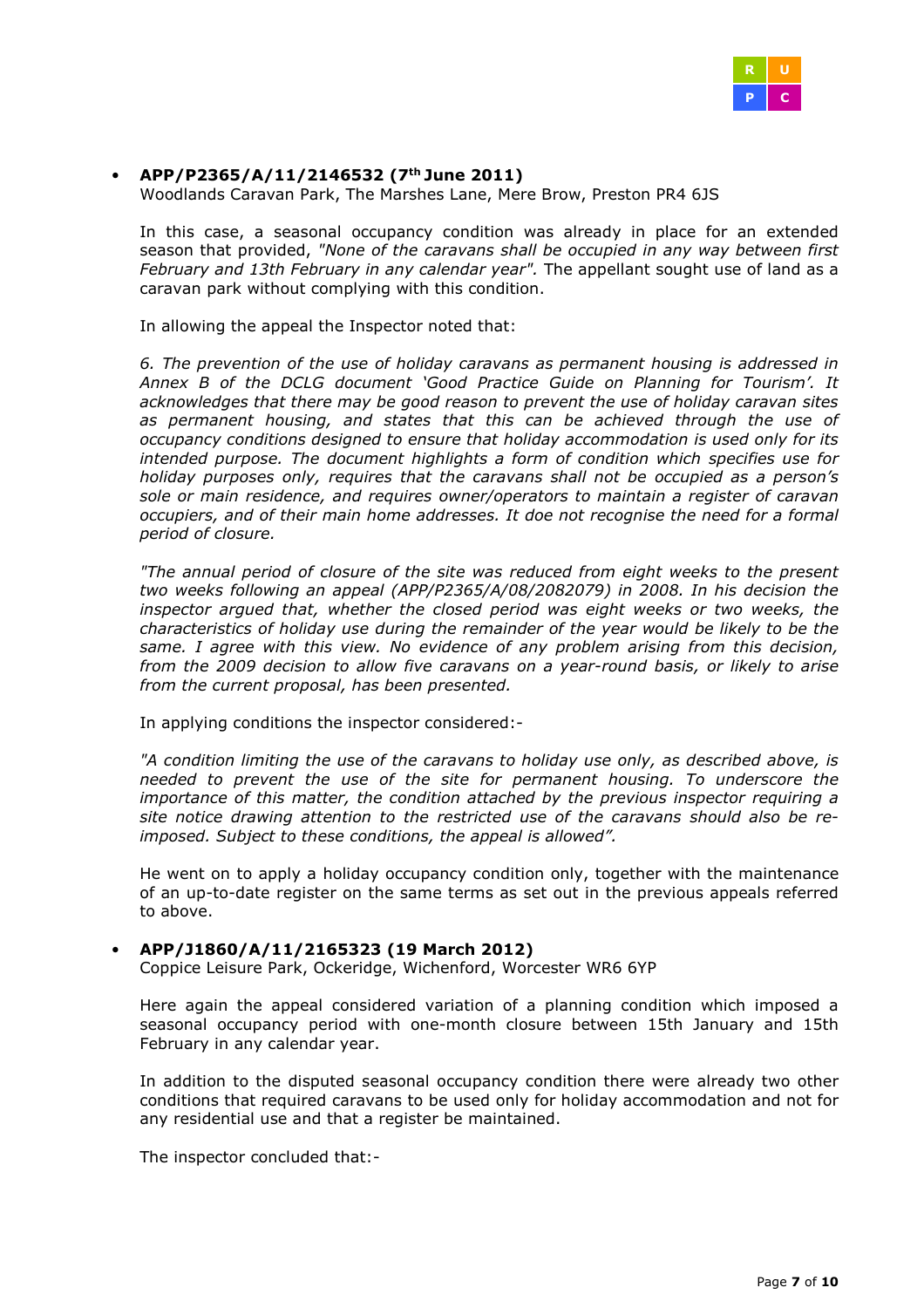- **APP/P2365/A/11/2146532 (7th June 2011)**
  Woodlands Caravan Park, The Marshes Lane, Mere Brow, Preston PR4 6JS

  In this case, a seasonal occupancy condition was already in place for an extended season that provided, *"None of the caravans shall be occupied in any way between first February and 13th February in any calendar year".* The appellant sought use of land as a caravan park without complying with this condition.

  In allowing the appeal the Inspector noted that:

  *6. The prevention of the use of holiday caravans as permanent housing is addressed in Annex B of the DCLG document 'Good Practice Guide on Planning for Tourism'. It acknowledges that there may be good reason to prevent the use of holiday caravan sites as permanent housing, and states that this can be achieved through the use of occupancy conditions designed to ensure that holiday accommodation is used only for its intended purpose. The document highlights a form of condition which specifies use for holiday purposes only, requires that the caravans shall not be occupied as a person's sole or main residence, and requires owner/operators to maintain a register of caravan occupiers, and of their main home addresses. It doe not recognise the need for a formal period of closure.*

  *"The annual period of closure of the site was reduced from eight weeks to the present two weeks following an appeal (APP/P2365/A/08/2082079) in 2008. In his decision the inspector argued that, whether the closed period was eight weeks or two weeks, the characteristics of holiday use during the remainder of the year would be likely to be the same. I agree with this view. No evidence of any problem arising from this decision, from the 2009 decision to allow five caravans on a year-round basis, or likely to arise from the current proposal, has been presented.*

  In applying conditions the inspector considered:-

  *"A condition limiting the use of the caravans to holiday use only, as described above, is needed to prevent the use of the site for permanent housing. To underscore the importance of this matter, the condition attached by the previous inspector requiring a site notice drawing attention to the restricted use of the caravans should also be re-imposed. Subject to these conditions, the appeal is allowed".*

  He went on to apply a holiday occupancy condition only, together with the maintenance of an up-to-date register on the same terms as set out in the previous appeals referred to above.

- **APP/J1860/A/11/2165323 (19 March 2012)**
  Coppice Leisure Park, Ockeridge, Wichenford, Worcester WR6 6YP

  Here again the appeal considered variation of a planning condition which imposed a seasonal occupancy period with one-month closure between 15th January and 15th February in any calendar year.

  In addition to the disputed seasonal occupancy condition there were already two other conditions that required caravans to be used only for holiday accommodation and not for any residential use and that a register be maintained.

  The inspector concluded that:-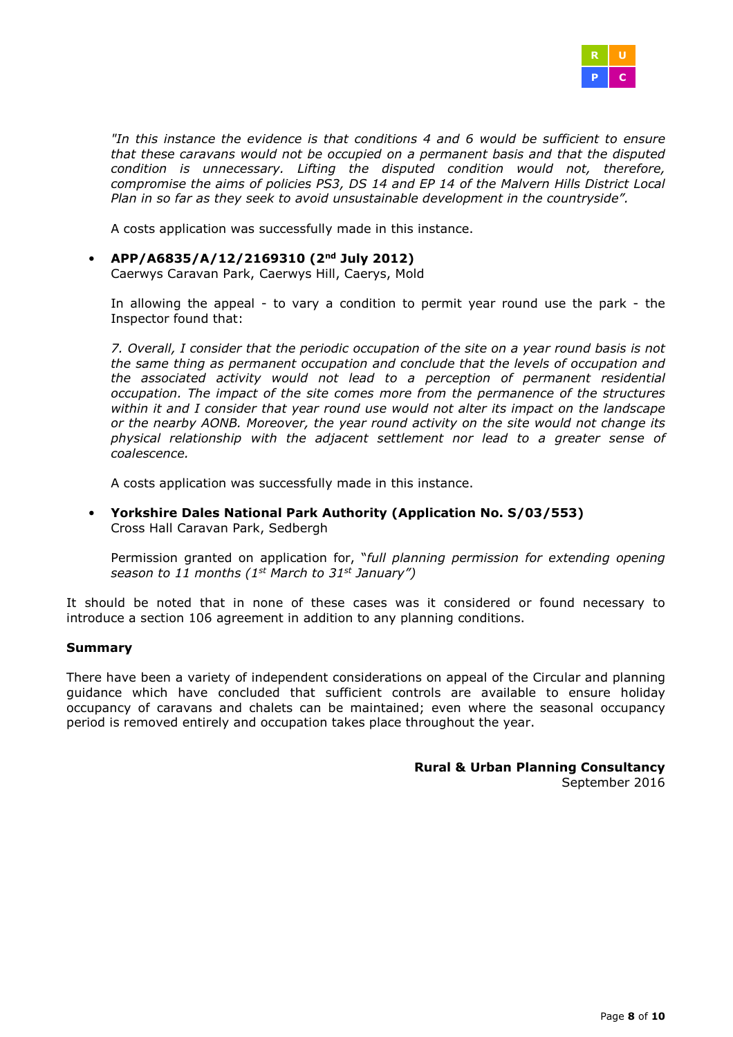*"In this instance the evidence is that conditions 4 and 6 would be sufficient to ensure that these caravans would not be occupied on a permanent basis and that the disputed condition is unnecessary. Lifting the disputed condition would not, therefore, compromise the aims of policies PS3, DS 14 and EP 14 of the Malvern Hills District Local Plan in so far as they seek to avoid unsustainable development in the countryside".*

A costs application was successfully made in this instance.

- **APP/A6835/A/12/2169310 (2nd July 2012)**
  Caerwys Caravan Park, Caerwys Hill, Caerys, Mold

  In allowing the appeal - to vary a condition to permit year round use the park - the Inspector found that:

  *7. Overall, I consider that the periodic occupation of the site on a year round basis is not the same thing as permanent occupation and conclude that the levels of occupation and the associated activity would not lead to a perception of permanent residential occupation. The impact of the site comes more from the permanence of the structures within it and I consider that year round use would not alter its impact on the landscape or the nearby AONB. Moreover, the year round activity on the site would not change its physical relationship with the adjacent settlement nor lead to a greater sense of coalescence.*

  A costs application was successfully made in this instance.

- **Yorkshire Dales National Park Authority (Application No. S/03/553)**
  Cross Hall Caravan Park, Sedbergh

  Permission granted on application for, "*full planning permission for extending opening season to 11 months (1st March to 31st January")*

It should be noted that in none of these cases was it considered or found necessary to introduce a section 106 agreement in addition to any planning conditions.

**Summary**

There have been a variety of independent considerations on appeal of the Circular and planning guidance which have concluded that sufficient controls are available to ensure holiday occupancy of caravans and chalets can be maintained; even where the seasonal occupancy period is removed entirely and occupation takes place throughout the year.

**Rural & Urban Planning Consultancy**
September 2016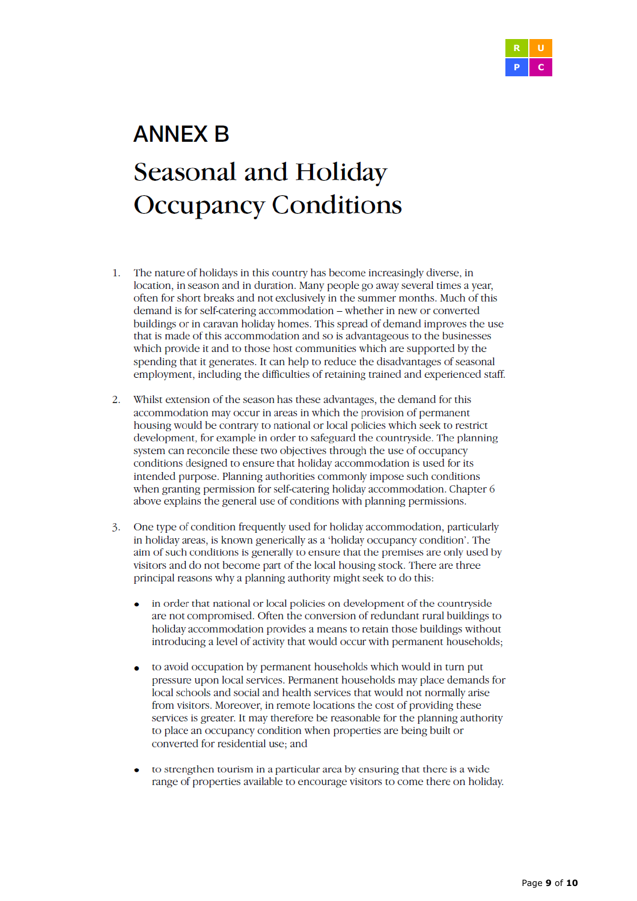# ANNEX B

## Seasonal and Holiday Occupancy Conditions

1. The nature of holidays in this country has become increasingly diverse, in location, in season and in duration. Many people go away several times a year, often for short breaks and not exclusively in the summer months. Much of this demand is for self-catering accommodation – whether in new or converted buildings or in caravan holiday homes. This spread of demand improves the use that is made of this accommodation and so is advantageous to the businesses which provide it and to those host communities which are supported by the spending that it generates. It can help to reduce the disadvantages of seasonal employment, including the difficulties of retaining trained and experienced staff.

2. Whilst extension of the season has these advantages, the demand for this accommodation may occur in areas in which the provision of permanent housing would be contrary to national or local policies which seek to restrict development, for example in order to safeguard the countryside. The planning system can reconcile these two objectives through the use of occupancy conditions designed to ensure that holiday accommodation is used for its intended purpose. Planning authorities commonly impose such conditions when granting permission for self-catering holiday accommodation. Chapter 6 above explains the general use of conditions with planning permissions.

3. One type of condition frequently used for holiday accommodation, particularly in holiday areas, is known generically as a 'holiday occupancy condition'. The aim of such conditions is generally to ensure that the premises are only used by visitors and do not become part of the local housing stock. There are three principal reasons why a planning authority might seek to do this:

   - in order that national or local policies on development of the countryside are not compromised. Often the conversion of redundant rural buildings to holiday accommodation provides a means to retain those buildings without introducing a level of activity that would occur with permanent households;

   - to avoid occupation by permanent households which would in turn put pressure upon local services. Permanent households may place demands for local schools and social and health services that would not normally arise from visitors. Moreover, in remote locations the cost of providing these services is greater. It may therefore be reasonable for the planning authority to place an occupancy condition when properties are being built or converted for residential use; and

   - to strengthen tourism in a particular area by ensuring that there is a wide range of properties available to encourage visitors to come there on holiday.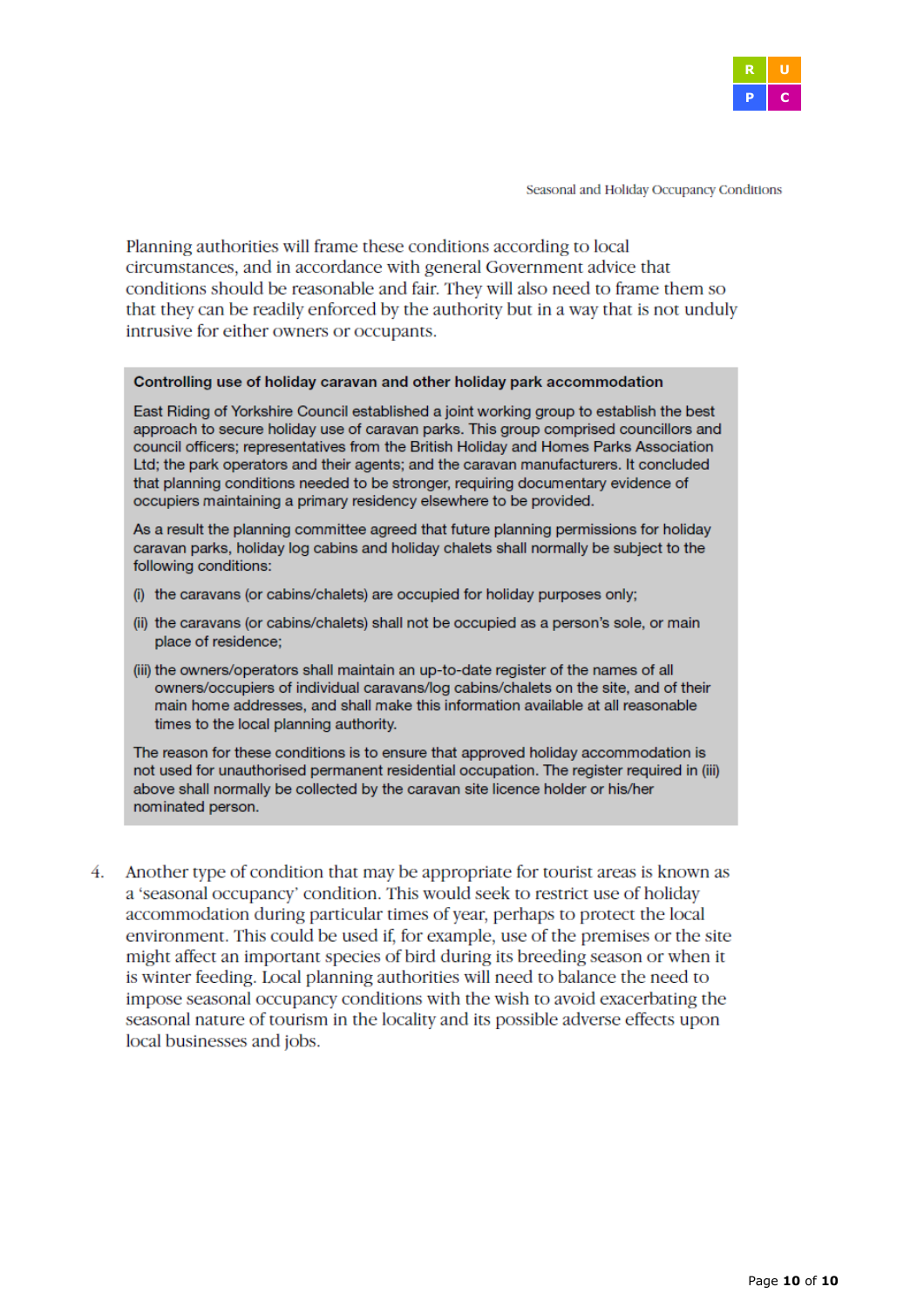Planning authorities will frame these conditions according to local circumstances, and in accordance with general Government advice that conditions should be reasonable and fair. They will also need to frame them so that they can be readily enforced by the authority but in a way that is not unduly intrusive for either owners or occupants.

**Controlling use of holiday caravan and other holiday park accommodation**

East Riding of Yorkshire Council established a joint working group to establish the best approach to secure holiday use of caravan parks. This group comprised councillors and council officers; representatives from the British Holiday and Homes Parks Association Ltd; the park operators and their agents; and the caravan manufacturers. It concluded that planning conditions needed to be stronger, requiring documentary evidence of occupiers maintaining a primary residency elsewhere to be provided.

As a result the planning committee agreed that future planning permissions for holiday caravan parks, holiday log cabins and holiday chalets shall normally be subject to the following conditions:

(i) the caravans (or cabins/chalets) are occupied for holiday purposes only;

(ii) the caravans (or cabins/chalets) shall not be occupied as a person's sole, or main place of residence;

(iii) the owners/operators shall maintain an up-to-date register of the names of all owners/occupiers of individual caravans/log cabins/chalets on the site, and of their main home addresses, and shall make this information available at all reasonable times to the local planning authority.

The reason for these conditions is to ensure that approved holiday accommodation is not used for unauthorised permanent residential occupation. The register required in (iii) above shall normally be collected by the caravan site licence holder or his/her nominated person.

4. Another type of condition that may be appropriate for tourist areas is known as a 'seasonal occupancy' condition. This would seek to restrict use of holiday accommodation during particular times of year, perhaps to protect the local environment. This could be used if, for example, use of the premises or the site might affect an important species of bird during its breeding season or when it is winter feeding. Local planning authorities will need to balance the need to impose seasonal occupancy conditions with the wish to avoid exacerbating the seasonal nature of tourism in the locality and its possible adverse effects upon local businesses and jobs.